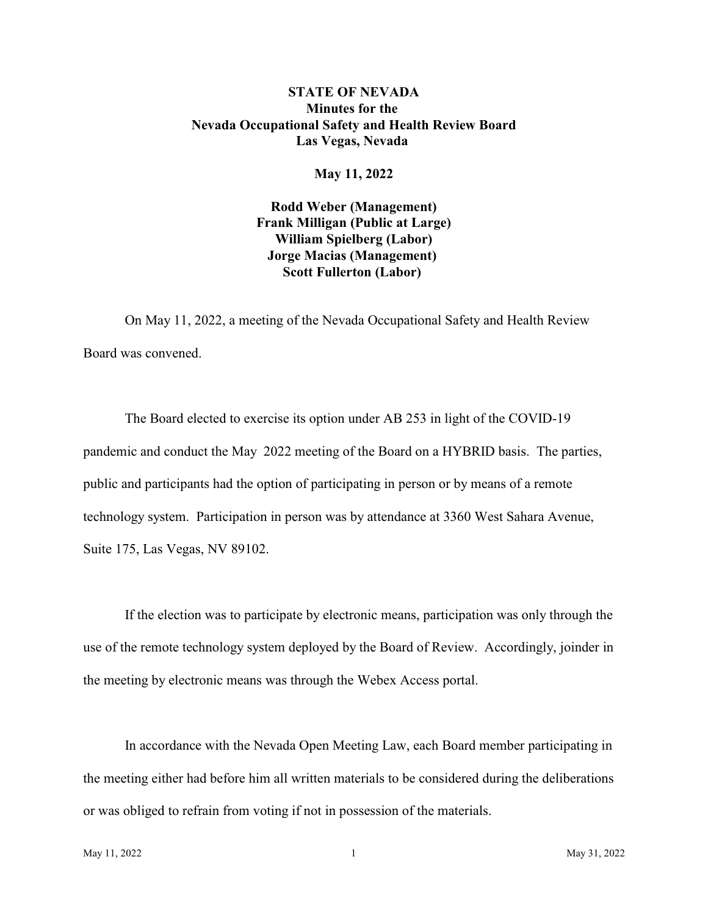**STATE OF NEVADA**
**Minutes for the**
**Nevada Occupational Safety and Health Review Board**
**Las Vegas, Nevada**

**May 11, 2022**

**Rodd Weber (Management)**
**Frank Milligan (Public at Large)**
**William Spielberg (Labor)**
**Jorge Macias (Management)**
**Scott Fullerton (Labor)**

On May 11, 2022, a meeting of the Nevada Occupational Safety and Health Review Board was convened.

The Board elected to exercise its option under AB 253 in light of the COVID-19 pandemic and conduct the May 2022 meeting of the Board on a HYBRID basis. The parties, public and participants had the option of participating in person or by means of a remote technology system. Participation in person was by attendance at 3360 West Sahara Avenue, Suite 175, Las Vegas, NV 89102.

If the election was to participate by electronic means, participation was only through the use of the remote technology system deployed by the Board of Review. Accordingly, joinder in the meeting by electronic means was through the Webex Access portal.

In accordance with the Nevada Open Meeting Law, each Board member participating in the meeting either had before him all written materials to be considered during the deliberations or was obliged to refrain from voting if not in possession of the materials.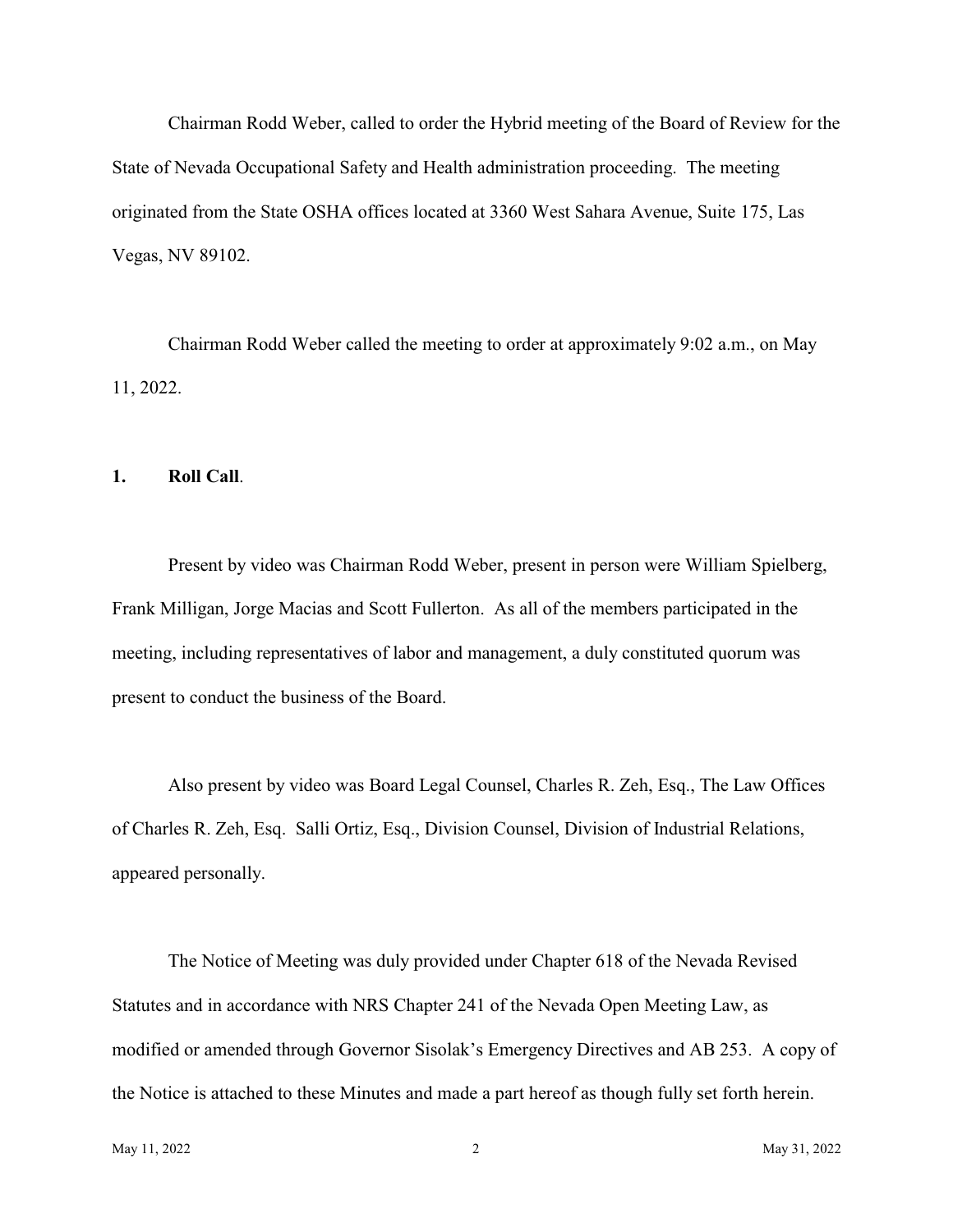Chairman Rodd Weber, called to order the Hybrid meeting of the Board of Review for the State of Nevada Occupational Safety and Health administration proceeding. The meeting originated from the State OSHA offices located at 3360 West Sahara Avenue, Suite 175, Las Vegas, NV 89102.

Chairman Rodd Weber called the meeting to order at approximately 9:02 a.m., on May 11, 2022.

**1. Roll Call**.

Present by video was Chairman Rodd Weber, present in person were William Spielberg, Frank Milligan, Jorge Macias and Scott Fullerton. As all of the members participated in the meeting, including representatives of labor and management, a duly constituted quorum was present to conduct the business of the Board.

Also present by video was Board Legal Counsel, Charles R. Zeh, Esq., The Law Offices of Charles R. Zeh, Esq. Salli Ortiz, Esq., Division Counsel, Division of Industrial Relations, appeared personally.

The Notice of Meeting was duly provided under Chapter 618 of the Nevada Revised Statutes and in accordance with NRS Chapter 241 of the Nevada Open Meeting Law, as modified or amended through Governor Sisolak's Emergency Directives and AB 253. A copy of the Notice is attached to these Minutes and made a part hereof as though fully set forth herein.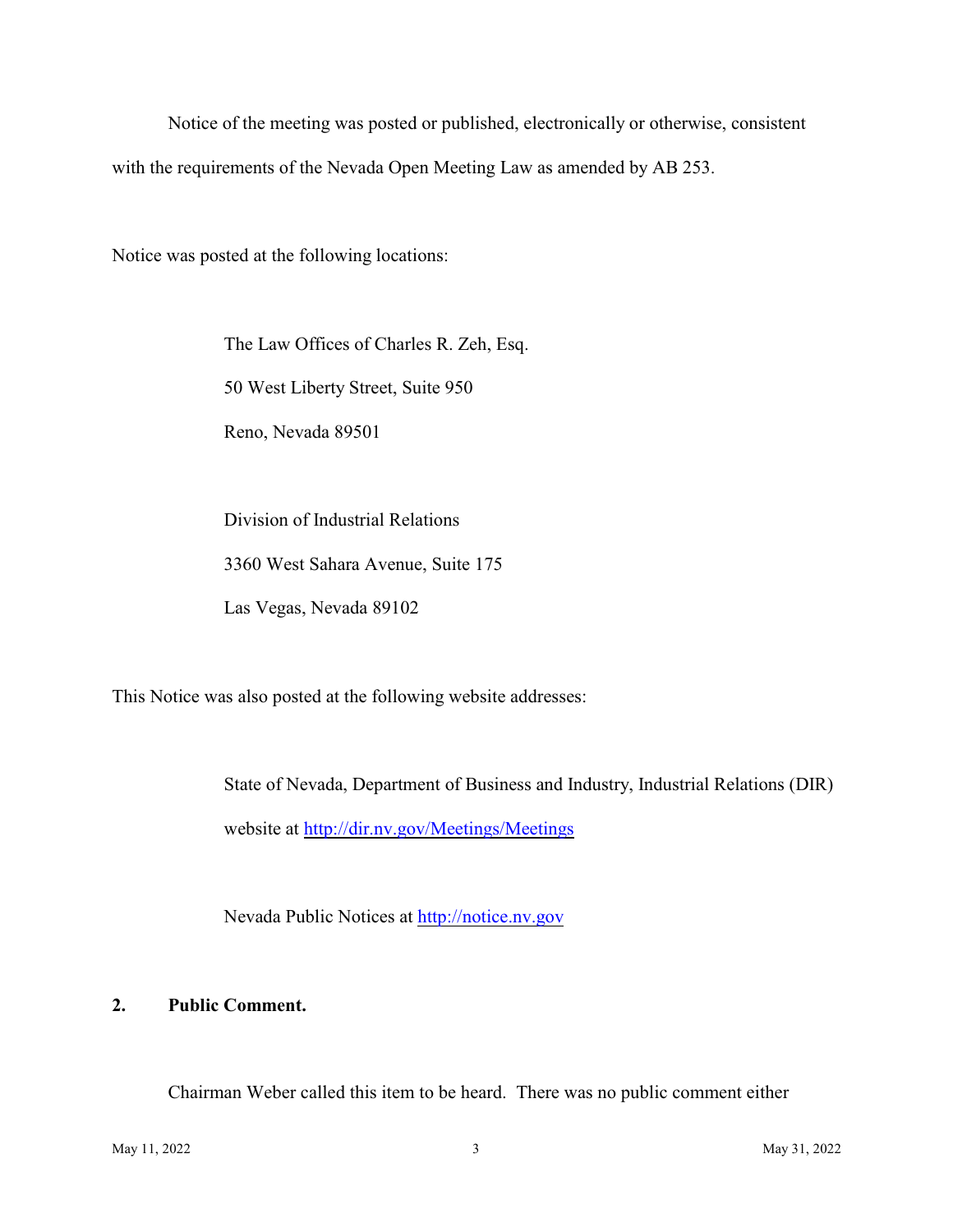Notice of the meeting was posted or published, electronically or otherwise, consistent with the requirements of the Nevada Open Meeting Law as amended by AB 253.

Notice was posted at the following locations:

The Law Offices of Charles R. Zeh, Esq.
50 West Liberty Street, Suite 950
Reno, Nevada 89501

Division of Industrial Relations
3360 West Sahara Avenue, Suite 175
Las Vegas, Nevada 89102

This Notice was also posted at the following website addresses:

State of Nevada, Department of Business and Industry, Industrial Relations (DIR) website at http://dir.nv.gov/Meetings/Meetings

Nevada Public Notices at http://notice.nv.gov

**2. Public Comment.**

Chairman Weber called this item to be heard. There was no public comment either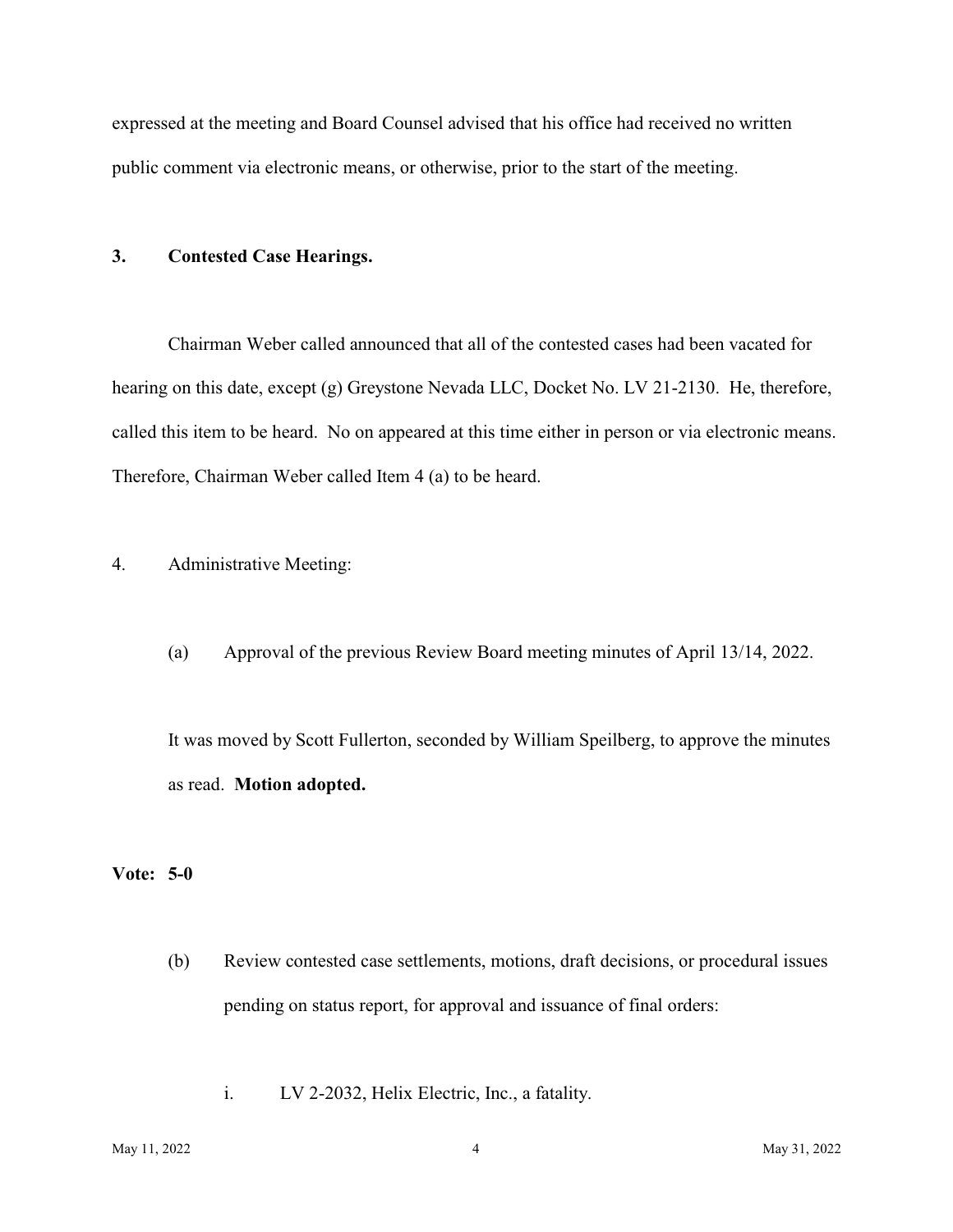expressed at the meeting and Board Counsel advised that his office had received no written public comment via electronic means, or otherwise, prior to the start of the meeting.

**3. Contested Case Hearings.**

Chairman Weber called announced that all of the contested cases had been vacated for hearing on this date, except (g) Greystone Nevada LLC, Docket No. LV 21-2130. He, therefore, called this item to be heard. No on appeared at this time either in person or via electronic means. Therefore, Chairman Weber called Item 4 (a) to be heard.

4. Administrative Meeting:

(a) Approval of the previous Review Board meeting minutes of April 13/14, 2022.

It was moved by Scott Fullerton, seconded by William Speilberg, to approve the minutes as read. **Motion adopted.**

**Vote: 5-0**

(b) Review contested case settlements, motions, draft decisions, or procedural issues pending on status report, for approval and issuance of final orders:

i. LV 2-2032, Helix Electric, Inc., a fatality.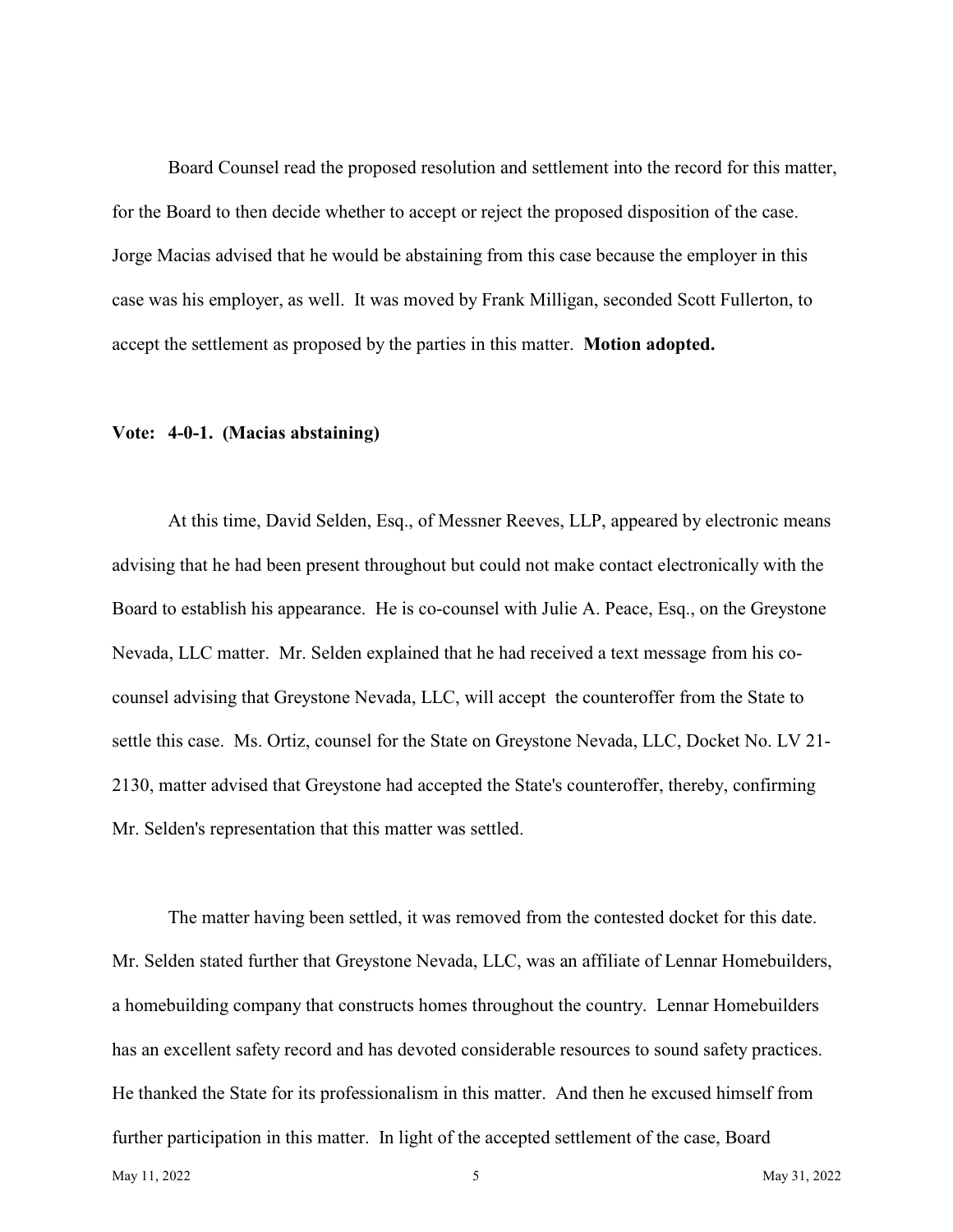Board Counsel read the proposed resolution and settlement into the record for this matter, for the Board to then decide whether to accept or reject the proposed disposition of the case. Jorge Macias advised that he would be abstaining from this case because the employer in this case was his employer, as well. It was moved by Frank Milligan, seconded Scott Fullerton, to accept the settlement as proposed by the parties in this matter. **Motion adopted.**

**Vote: 4-0-1. (Macias abstaining)**

At this time, David Selden, Esq., of Messner Reeves, LLP, appeared by electronic means advising that he had been present throughout but could not make contact electronically with the Board to establish his appearance. He is co-counsel with Julie A. Peace, Esq., on the Greystone Nevada, LLC matter. Mr. Selden explained that he had received a text message from his co-counsel advising that Greystone Nevada, LLC, will accept the counteroffer from the State to settle this case. Ms. Ortiz, counsel for the State on Greystone Nevada, LLC, Docket No. LV 21-2130, matter advised that Greystone had accepted the State's counteroffer, thereby, confirming Mr. Selden's representation that this matter was settled.

The matter having been settled, it was removed from the contested docket for this date. Mr. Selden stated further that Greystone Nevada, LLC, was an affiliate of Lennar Homebuilders, a homebuilding company that constructs homes throughout the country. Lennar Homebuilders has an excellent safety record and has devoted considerable resources to sound safety practices. He thanked the State for its professionalism in this matter. And then he excused himself from further participation in this matter. In light of the accepted settlement of the case, Board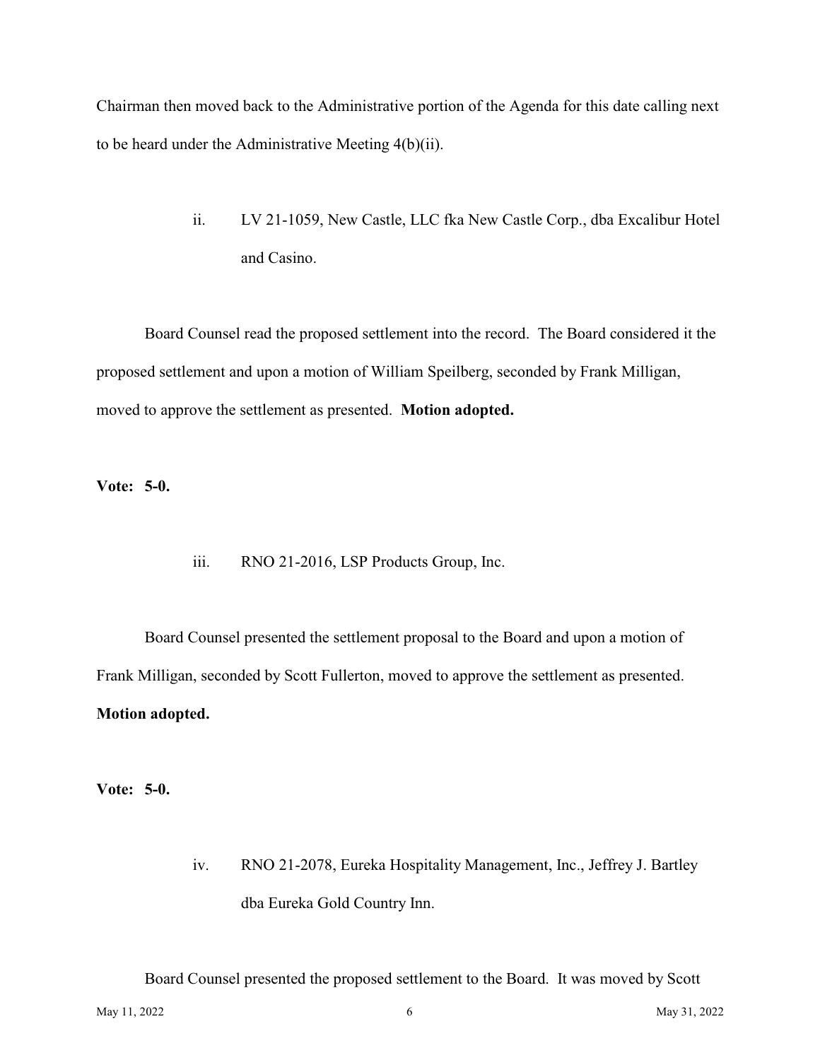Chairman then moved back to the Administrative portion of the Agenda for this date calling next to be heard under the Administrative Meeting 4(b)(ii).

ii. LV 21-1059, New Castle, LLC fka New Castle Corp., dba Excalibur Hotel and Casino.

Board Counsel read the proposed settlement into the record. The Board considered it the proposed settlement and upon a motion of William Speilberg, seconded by Frank Milligan, moved to approve the settlement as presented. **Motion adopted.**

**Vote: 5-0.**

iii. RNO 21-2016, LSP Products Group, Inc.

Board Counsel presented the settlement proposal to the Board and upon a motion of Frank Milligan, seconded by Scott Fullerton, moved to approve the settlement as presented. **Motion adopted.**

**Vote: 5-0.**

iv. RNO 21-2078, Eureka Hospitality Management, Inc., Jeffrey J. Bartley dba Eureka Gold Country Inn.

Board Counsel presented the proposed settlement to the Board. It was moved by Scott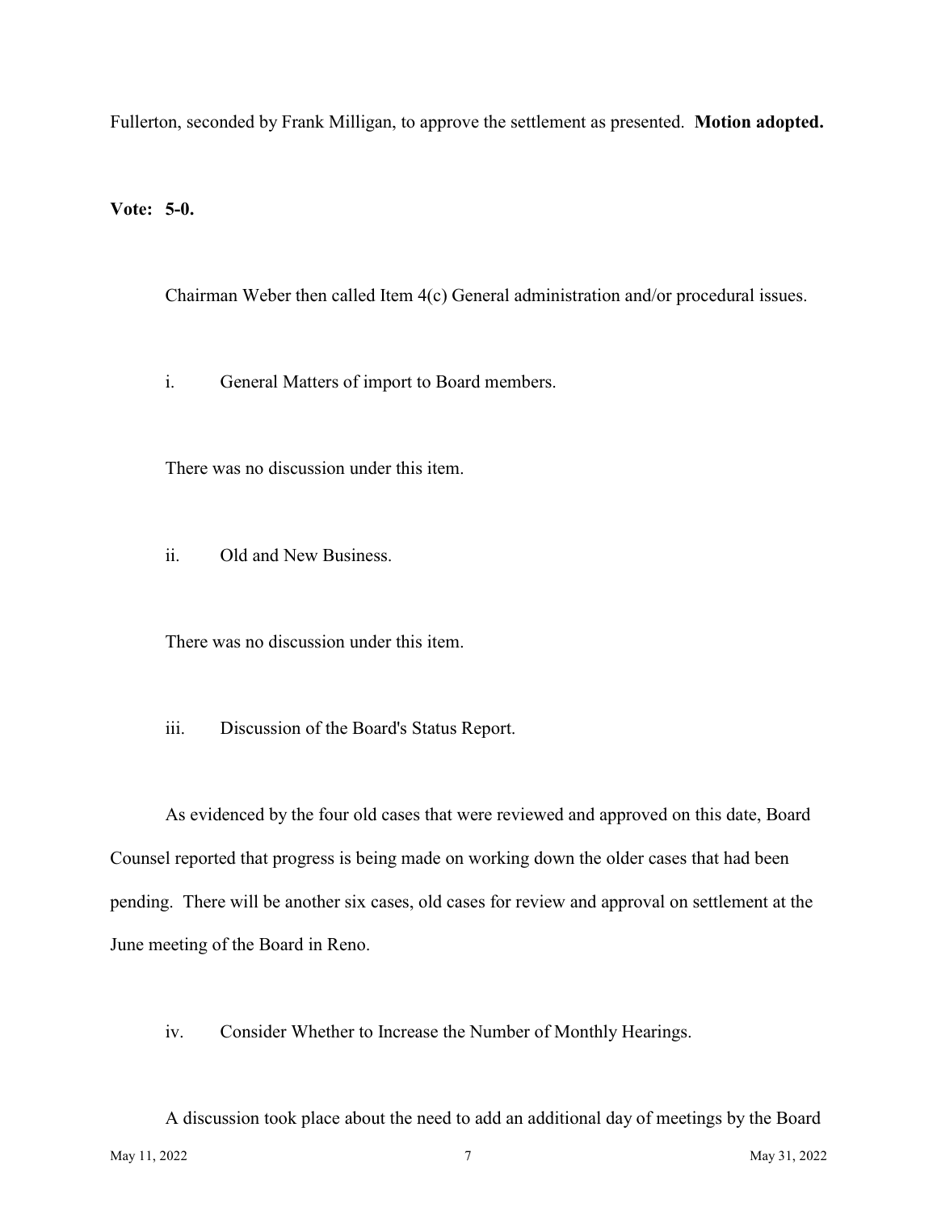Fullerton, seconded by Frank Milligan, to approve the settlement as presented. **Motion adopted.**

**Vote: 5-0.**

Chairman Weber then called Item 4(c) General administration and/or procedural issues.

i. General Matters of import to Board members.

There was no discussion under this item.

ii. Old and New Business.

There was no discussion under this item.

iii. Discussion of the Board's Status Report.

As evidenced by the four old cases that were reviewed and approved on this date, Board Counsel reported that progress is being made on working down the older cases that had been pending. There will be another six cases, old cases for review and approval on settlement at the June meeting of the Board in Reno.

iv. Consider Whether to Increase the Number of Monthly Hearings.

A discussion took place about the need to add an additional day of meetings by the Board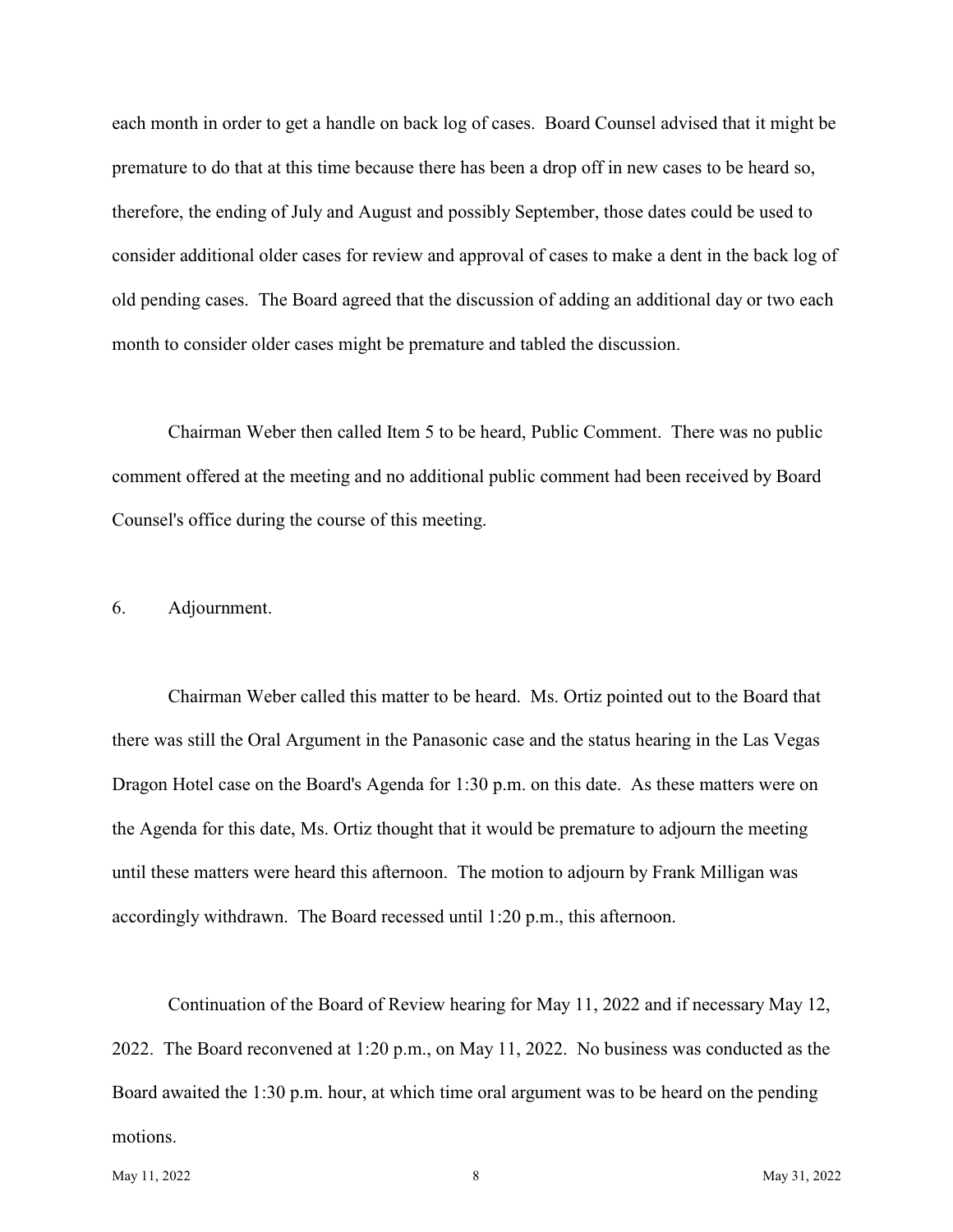each month in order to get a handle on back log of cases. Board Counsel advised that it might be premature to do that at this time because there has been a drop off in new cases to be heard so, therefore, the ending of July and August and possibly September, those dates could be used to consider additional older cases for review and approval of cases to make a dent in the back log of old pending cases. The Board agreed that the discussion of adding an additional day or two each month to consider older cases might be premature and tabled the discussion.

Chairman Weber then called Item 5 to be heard, Public Comment. There was no public comment offered at the meeting and no additional public comment had been received by Board Counsel's office during the course of this meeting.

6. Adjournment.

Chairman Weber called this matter to be heard. Ms. Ortiz pointed out to the Board that there was still the Oral Argument in the Panasonic case and the status hearing in the Las Vegas Dragon Hotel case on the Board's Agenda for 1:30 p.m. on this date. As these matters were on the Agenda for this date, Ms. Ortiz thought that it would be premature to adjourn the meeting until these matters were heard this afternoon. The motion to adjourn by Frank Milligan was accordingly withdrawn. The Board recessed until 1:20 p.m., this afternoon.

Continuation of the Board of Review hearing for May 11, 2022 and if necessary May 12, 2022. The Board reconvened at 1:20 p.m., on May 11, 2022. No business was conducted as the Board awaited the 1:30 p.m. hour, at which time oral argument was to be heard on the pending motions.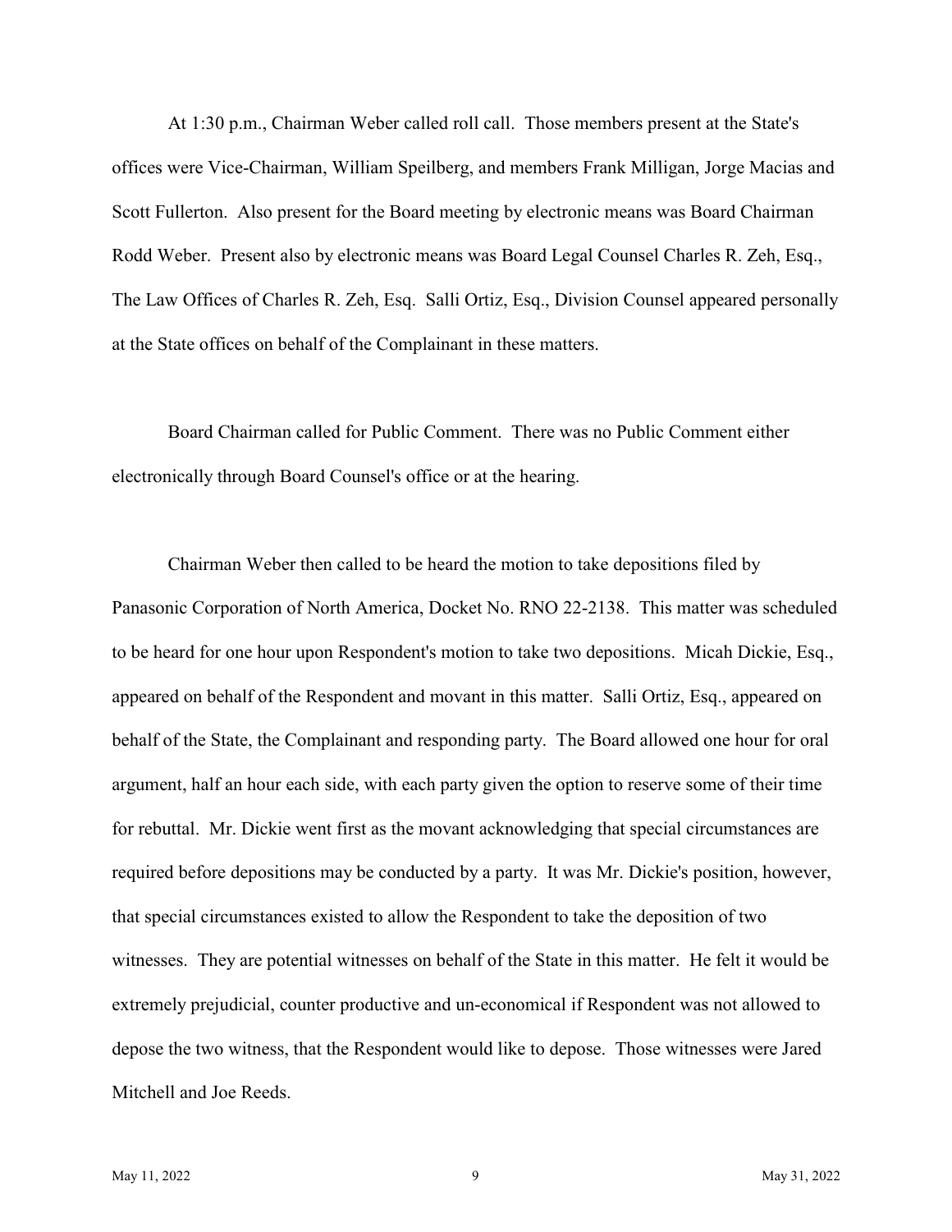At 1:30 p.m., Chairman Weber called roll call. Those members present at the State's offices were Vice-Chairman, William Speilberg, and members Frank Milligan, Jorge Macias and Scott Fullerton. Also present for the Board meeting by electronic means was Board Chairman Rodd Weber. Present also by electronic means was Board Legal Counsel Charles R. Zeh, Esq., The Law Offices of Charles R. Zeh, Esq. Salli Ortiz, Esq., Division Counsel appeared personally at the State offices on behalf of the Complainant in these matters.

Board Chairman called for Public Comment. There was no Public Comment either electronically through Board Counsel's office or at the hearing.

Chairman Weber then called to be heard the motion to take depositions filed by Panasonic Corporation of North America, Docket No. RNO 22-2138. This matter was scheduled to be heard for one hour upon Respondent's motion to take two depositions. Micah Dickie, Esq., appeared on behalf of the Respondent and movant in this matter. Salli Ortiz, Esq., appeared on behalf of the State, the Complainant and responding party. The Board allowed one hour for oral argument, half an hour each side, with each party given the option to reserve some of their time for rebuttal. Mr. Dickie went first as the movant acknowledging that special circumstances are required before depositions may be conducted by a party. It was Mr. Dickie's position, however, that special circumstances existed to allow the Respondent to take the deposition of two witnesses. They are potential witnesses on behalf of the State in this matter. He felt it would be extremely prejudicial, counter productive and un-economical if Respondent was not allowed to depose the two witness, that the Respondent would like to depose. Those witnesses were Jared Mitchell and Joe Reeds.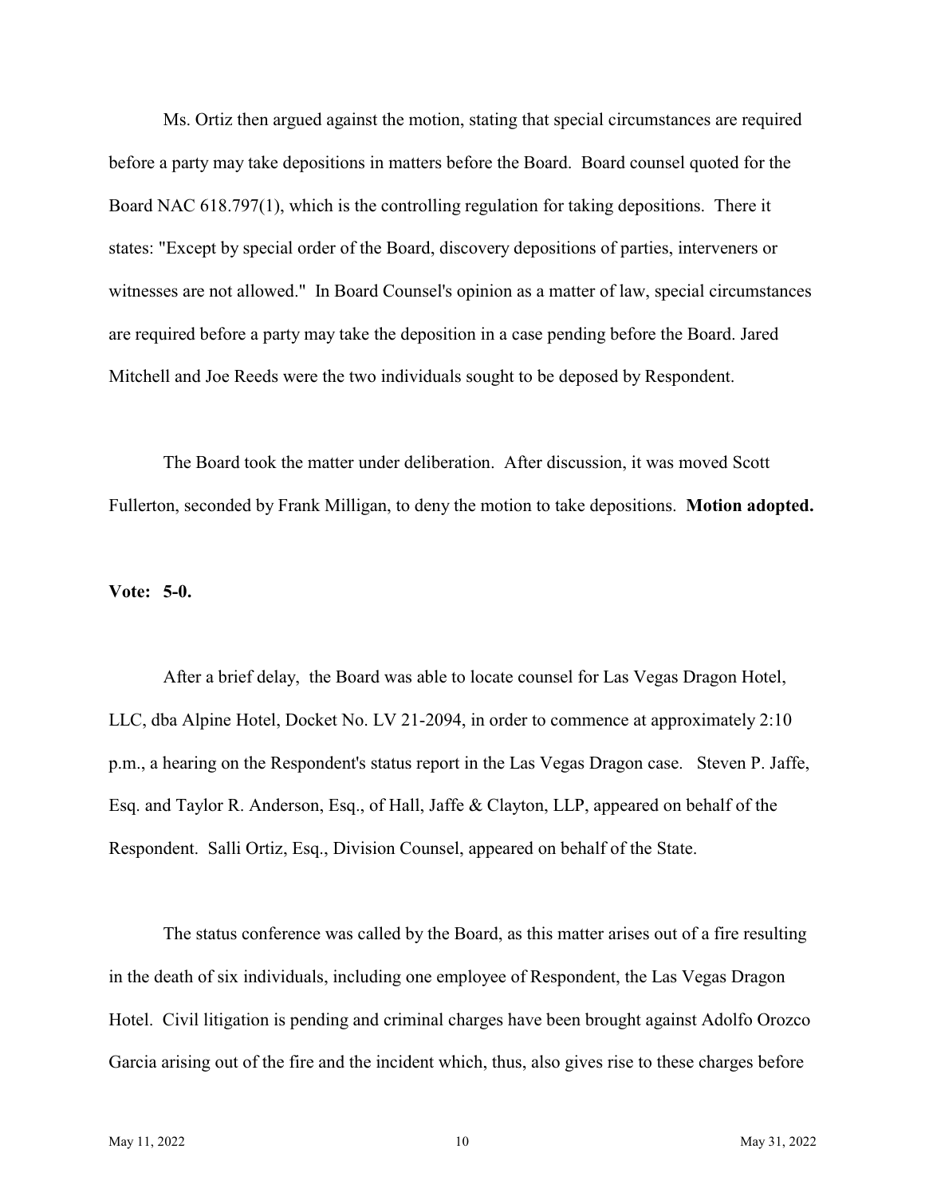Ms. Ortiz then argued against the motion, stating that special circumstances are required before a party may take depositions in matters before the Board. Board counsel quoted for the Board NAC 618.797(1), which is the controlling regulation for taking depositions. There it states: "Except by special order of the Board, discovery depositions of parties, interveners or witnesses are not allowed." In Board Counsel's opinion as a matter of law, special circumstances are required before a party may take the deposition in a case pending before the Board. Jared Mitchell and Joe Reeds were the two individuals sought to be deposed by Respondent.

The Board took the matter under deliberation. After discussion, it was moved Scott Fullerton, seconded by Frank Milligan, to deny the motion to take depositions. **Motion adopted.**

**Vote: 5-0.**

After a brief delay, the Board was able to locate counsel for Las Vegas Dragon Hotel, LLC, dba Alpine Hotel, Docket No. LV 21-2094, in order to commence at approximately 2:10 p.m., a hearing on the Respondent's status report in the Las Vegas Dragon case. Steven P. Jaffe, Esq. and Taylor R. Anderson, Esq., of Hall, Jaffe & Clayton, LLP, appeared on behalf of the Respondent. Salli Ortiz, Esq., Division Counsel, appeared on behalf of the State.

The status conference was called by the Board, as this matter arises out of a fire resulting in the death of six individuals, including one employee of Respondent, the Las Vegas Dragon Hotel. Civil litigation is pending and criminal charges have been brought against Adolfo Orozco Garcia arising out of the fire and the incident which, thus, also gives rise to these charges before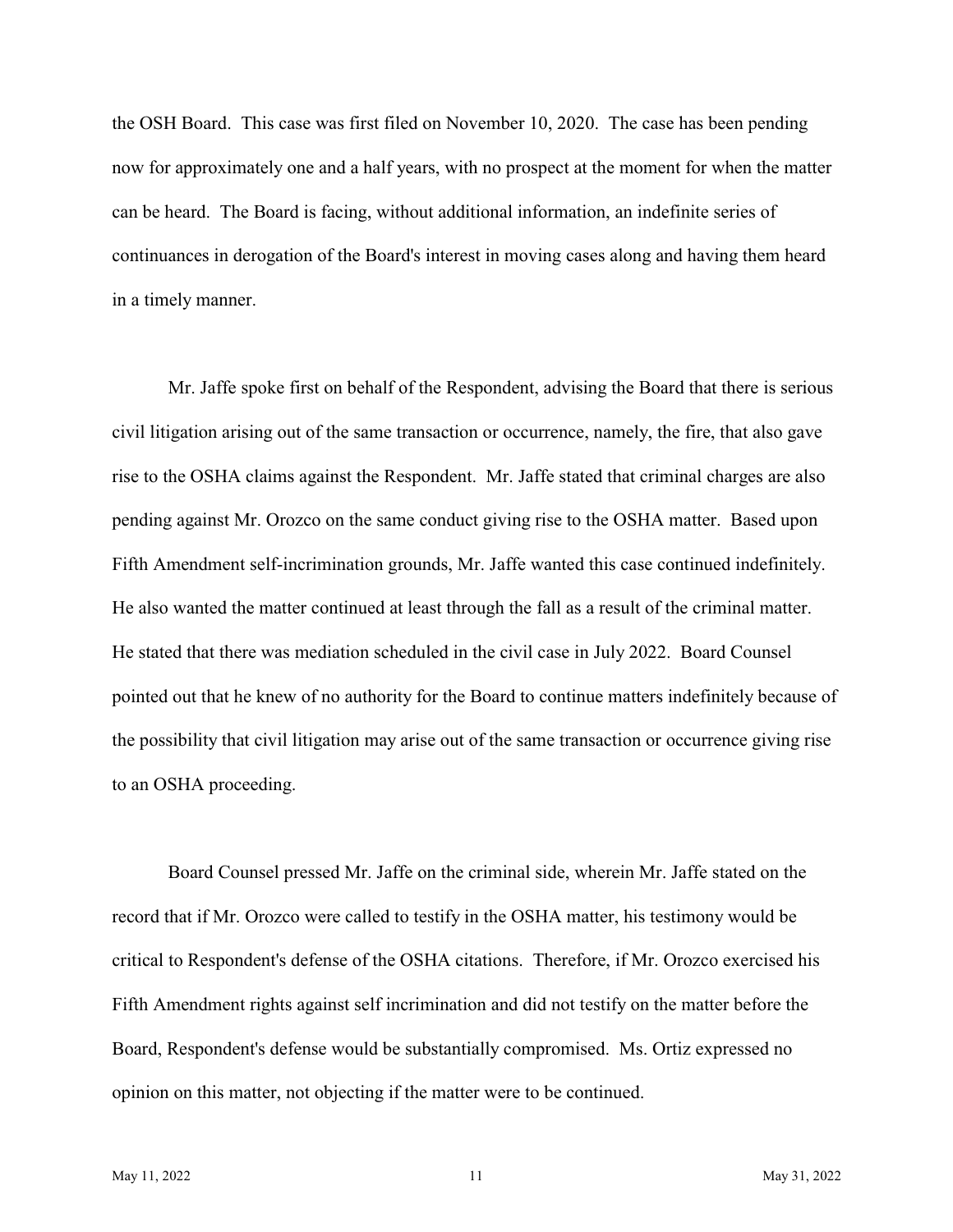the OSH Board. This case was first filed on November 10, 2020. The case has been pending now for approximately one and a half years, with no prospect at the moment for when the matter can be heard. The Board is facing, without additional information, an indefinite series of continuances in derogation of the Board's interest in moving cases along and having them heard in a timely manner.

Mr. Jaffe spoke first on behalf of the Respondent, advising the Board that there is serious civil litigation arising out of the same transaction or occurrence, namely, the fire, that also gave rise to the OSHA claims against the Respondent. Mr. Jaffe stated that criminal charges are also pending against Mr. Orozco on the same conduct giving rise to the OSHA matter. Based upon Fifth Amendment self-incrimination grounds, Mr. Jaffe wanted this case continued indefinitely. He also wanted the matter continued at least through the fall as a result of the criminal matter. He stated that there was mediation scheduled in the civil case in July 2022. Board Counsel pointed out that he knew of no authority for the Board to continue matters indefinitely because of the possibility that civil litigation may arise out of the same transaction or occurrence giving rise to an OSHA proceeding.

Board Counsel pressed Mr. Jaffe on the criminal side, wherein Mr. Jaffe stated on the record that if Mr. Orozco were called to testify in the OSHA matter, his testimony would be critical to Respondent's defense of the OSHA citations. Therefore, if Mr. Orozco exercised his Fifth Amendment rights against self incrimination and did not testify on the matter before the Board, Respondent's defense would be substantially compromised. Ms. Ortiz expressed no opinion on this matter, not objecting if the matter were to be continued.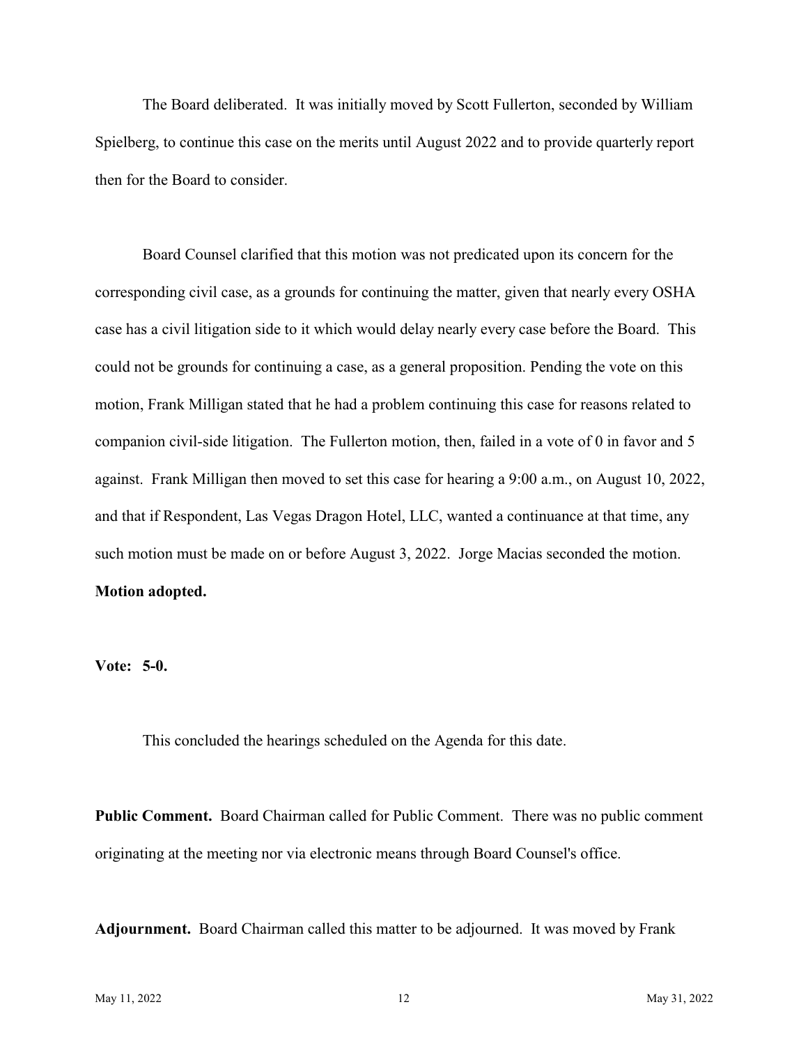The Board deliberated. It was initially moved by Scott Fullerton, seconded by William Spielberg, to continue this case on the merits until August 2022 and to provide quarterly report then for the Board to consider.

Board Counsel clarified that this motion was not predicated upon its concern for the corresponding civil case, as a grounds for continuing the matter, given that nearly every OSHA case has a civil litigation side to it which would delay nearly every case before the Board. This could not be grounds for continuing a case, as a general proposition. Pending the vote on this motion, Frank Milligan stated that he had a problem continuing this case for reasons related to companion civil-side litigation. The Fullerton motion, then, failed in a vote of 0 in favor and 5 against. Frank Milligan then moved to set this case for hearing a 9:00 a.m., on August 10, 2022, and that if Respondent, Las Vegas Dragon Hotel, LLC, wanted a continuance at that time, any such motion must be made on or before August 3, 2022. Jorge Macias seconded the motion. **Motion adopted.**

**Vote: 5-0.**

This concluded the hearings scheduled on the Agenda for this date.

**Public Comment.** Board Chairman called for Public Comment. There was no public comment originating at the meeting nor via electronic means through Board Counsel's office.

**Adjournment.** Board Chairman called this matter to be adjourned. It was moved by Frank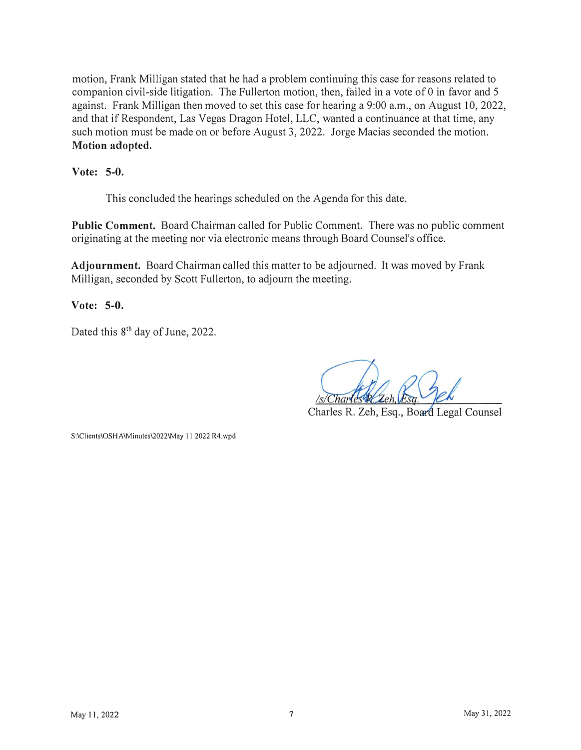motion, Frank Milligan stated that he had a problem continuing this case for reasons related to companion civil-side litigation. The Fullerton motion, then, failed in a vote of 0 in favor and 5 against. Frank Milligan then moved to set this case for hearing a 9:00 a.m., on August 10, 2022, and that if Respondent, Las Vegas Dragon Hotel, LLC, wanted a continuance at that time, any such motion must be made on or before August 3, 2022. Jorge Macias seconded the motion. **Motion adopted.**

**Vote: 5-0.**

This concluded the hearings scheduled on the Agenda for this date.

**Public Comment.** Board Chairman called for Public Comment. There was no public comment originating at the meeting nor via electronic means through Board Counsel's office.

**Adjournment.** Board Chairman called this matter to be adjourned. It was moved by Frank Milligan, seconded by Scott Fullerton, to adjourn the meeting.

**Vote: 5-0.**

Dated this 8th day of June, 2022.

*/s/Charles R. Zeh, Esq.*
Charles R. Zeh, Esq., Board Legal Counsel

S:\Clients\OSHA\Minutes\2022\May 11 2022 R4.wpd

May 11, 2022 — May 31, 2022